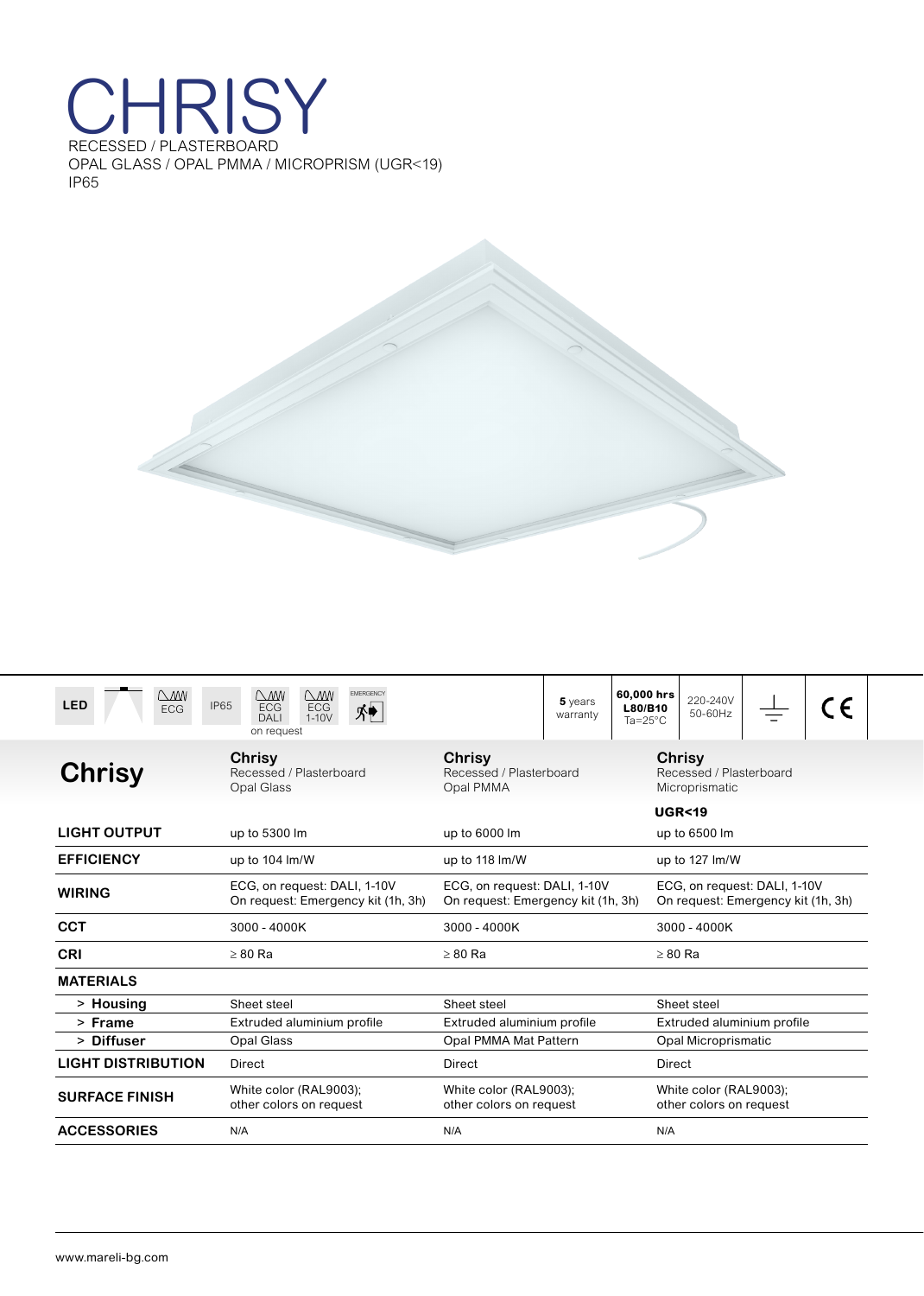# CHRISY

RECESSED / PLASTERBOARD
OPAL GLASS / OPAL PMMA / MICROPRISM (UGR<19)
IP65

LED | ECG | IP65 | ECG DALI | ECG 1-10V | EMERGENCY | on request | **5** years warranty | **60,000 hrs L80/B10** Ta=25°C | 220-240V 50-60Hz | CE

| **Chrisy** | **Chrisy** Recessed / Plasterboard Opal Glass | **Chrisy** Recessed / Plasterboard Opal PMMA | **Chrisy** Recessed / Plasterboard Microprismatic **UGR<19** |
|---|---|---|---|
| **LIGHT OUTPUT** | up to 5300 lm | up to 6000 lm | up to 6500 lm |
| **EFFICIENCY** | up to 104 lm/W | up to 118 lm/W | up to 127 lm/W |
| **WIRING** | ECG, on request: DALI, 1-10V On request: Emergency kit (1h, 3h) | ECG, on request: DALI, 1-10V On request: Emergency kit (1h, 3h) | ECG, on request: DALI, 1-10V On request: Emergency kit (1h, 3h) |
| **CCT** | 3000 - 4000K | 3000 - 4000K | 3000 - 4000K |
| **CRI** | ≥ 80 Ra | ≥ 80 Ra | ≥ 80 Ra |
| **MATERIALS** | | | |
| > **Housing** | Sheet steel | Sheet steel | Sheet steel |
| > **Frame** | Extruded aluminium profile | Extruded aluminium profile | Extruded aluminium profile |
| > **Diffuser** | Opal Glass | Opal PMMA Mat Pattern | Opal Microprismatic |
| **LIGHT DISTRIBUTION** | Direct | Direct | Direct |
| **SURFACE FINISH** | White color (RAL9003); other colors on request | White color (RAL9003); other colors on request | White color (RAL9003); other colors on request |
| **ACCESSORIES** | N/A | N/A | N/A |

www.mareli-bg.com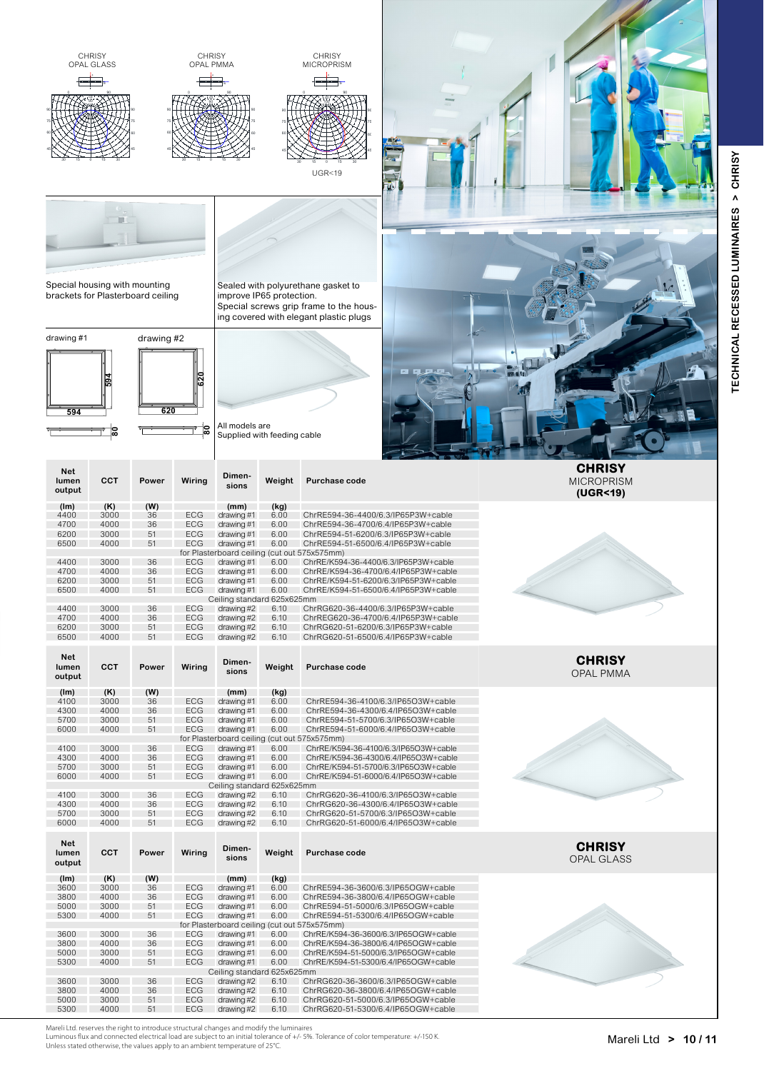CHRISY OPAL GLASS

CHRISY OPAL PMMA

CHRISY MICROPRISM

UGR<19

Special housing with mounting brackets for Plasterboard ceiling

Sealed with polyurethane gasket to improve IP65 protection.
Special screws grip frame to the housing covered with elegant plastic plugs

drawing #1

594

594

80

drawing #2

620

620

80

All models are
Supplied with feeding cable

## CHRISY MICROPRISM (UGR<19)

| Net lumen output | CCT | Power | Wiring | Dimensions | Weight | Purchase code |
|---|---|---|---|---|---|---|
| (lm) | (K) | (W) | | (mm) | (kg) | |
| 4400 | 3000 | 36 | ECG | drawing #1 | 6.00 | ChrRE594-36-4400/6.3/IP65P3W+cable |
| 4700 | 4000 | 36 | ECG | drawing #1 | 6.00 | ChrRE594-36-4700/6.4/IP65P3W+cable |
| 6200 | 3000 | 51 | ECG | drawing #1 | 6.00 | ChrRE594-51-6200/6.3/IP65P3W+cable |
| 6500 | 4000 | 51 | ECG | drawing #1 | 6.00 | ChrRE594-51-6500/6.4/IP65P3W+cable |
| for Plasterboard ceiling (cut out 575x575mm) | | | | | | |
| 4400 | 3000 | 36 | ECG | drawing #1 | 6.00 | ChrRE/K594-36-4400/6.3/IP65P3W+cable |
| 4700 | 4000 | 36 | ECG | drawing #1 | 6.00 | ChrRE/K594-36-4700/6.4/IP65P3W+cable |
| 6200 | 3000 | 51 | ECG | drawing #1 | 6.00 | ChrRE/K594-51-6200/6.3/IP65P3W+cable |
| 6500 | 4000 | 51 | ECG | drawing #1 | 6.00 | ChrRE/K594-51-6500/6.4/IP65P3W+cable |
| Ceiling standard 625x625mm | | | | | | |
| 4400 | 3000 | 36 | ECG | drawing #2 | 6.10 | ChrRG620-36-4400/6.3/IP65P3W+cable |
| 4700 | 4000 | 36 | ECG | drawing #2 | 6.10 | ChrREG620-36-4700/6.4/IP65P3W+cable |
| 6200 | 3000 | 51 | ECG | drawing #2 | 6.10 | ChrRG620-51-6200/6.3/IP65P3W+cable |
| 6500 | 4000 | 51 | ECG | drawing #2 | 6.10 | ChrRG620-51-6500/6.4/IP65P3W+cable |

## CHRISY OPAL PMMA

| Net lumen output | CCT | Power | Wiring | Dimensions | Weight | Purchase code |
|---|---|---|---|---|---|---|
| (lm) | (K) | (W) | | (mm) | (kg) | |
| 4100 | 3000 | 36 | ECG | drawing #1 | 6.00 | ChrRE594-36-4100/6.3/IP65O3W+cable |
| 4300 | 4000 | 36 | ECG | drawing #1 | 6.00 | ChrRE594-36-4300/6.4/IP65O3W+cable |
| 5700 | 3000 | 51 | ECG | drawing #1 | 6.00 | ChrRE594-51-5700/6.3/IP65O3W+cable |
| 6000 | 4000 | 51 | ECG | drawing #1 | 6.00 | ChrRE594-51-6000/6.4/IP65O3W+cable |
| for Plasterboard ceiling (cut out 575x575mm) | | | | | | |
| 4100 | 3000 | 36 | ECG | drawing #1 | 6.00 | ChrRE/K594-36-4100/6.3/IP65O3W+cable |
| 4300 | 4000 | 36 | ECG | drawing #1 | 6.00 | ChrRE/K594-36-4300/6.4/IP65O3W+cable |
| 5700 | 3000 | 51 | ECG | drawing #1 | 6.00 | ChrRE/K594-51-5700/6.3/IP65O3W+cable |
| 6000 | 4000 | 51 | ECG | drawing #1 | 6.00 | ChrRE/K594-51-6000/6.4/IP65O3W+cable |
| Ceiling standard 625x625mm | | | | | | |
| 4100 | 3000 | 36 | ECG | drawing #2 | 6.10 | ChrRG620-36-4100/6.3/IP65O3W+cable |
| 4300 | 4000 | 36 | ECG | drawing #2 | 6.10 | ChrRG620-36-4300/6.4/IP65O3W+cable |
| 5700 | 3000 | 51 | ECG | drawing #2 | 6.10 | ChrRG620-51-5700/6.3/IP65O3W+cable |
| 6000 | 4000 | 51 | ECG | drawing #2 | 6.10 | ChrRG620-51-6000/6.4/IP65O3W+cable |

## CHRISY OPAL GLASS

| Net lumen output | CCT | Power | Wiring | Dimensions | Weight | Purchase code |
|---|---|---|---|---|---|---|
| (lm) | (K) | (W) | | (mm) | (kg) | |
| 3600 | 3000 | 36 | ECG | drawing #1 | 6.00 | ChrRE594-36-3600/6.3/IP65OGW+cable |
| 3800 | 4000 | 36 | ECG | drawing #1 | 6.00 | ChrRE594-36-3800/6.4/IP65OGW+cable |
| 5000 | 3000 | 51 | ECG | drawing #1 | 6.00 | ChrRE594-51-5000/6.3/IP65OGW+cable |
| 5300 | 4000 | 51 | ECG | drawing #1 | 6.00 | ChrRE594-51-5300/6.4/IP65OGW+cable |
| for Plasterboard ceiling (cut out 575x575mm) | | | | | | |
| 3600 | 3000 | 36 | ECG | drawing #1 | 6.00 | ChrRE/K594-36-3600/6.3/IP65OGW+cable |
| 3800 | 4000 | 36 | ECG | drawing #1 | 6.00 | ChrRE/K594-36-3800/6.4/IP65OGW+cable |
| 5000 | 3000 | 51 | ECG | drawing #1 | 6.00 | ChrRE/K594-51-5000/6.3/IP65OGW+cable |
| 5300 | 4000 | 51 | ECG | drawing #1 | 6.00 | ChrRE/K594-51-5300/6.4/IP65OGW+cable |
| Ceiling standard 625x625mm | | | | | | |
| 3600 | 3000 | 36 | ECG | drawing #2 | 6.10 | ChrRG620-36-3600/6.3/IP65OGW+cable |
| 3800 | 4000 | 36 | ECG | drawing #2 | 6.10 | ChrRG620-36-3800/6.4/IP65OGW+cable |
| 5000 | 3000 | 51 | ECG | drawing #2 | 6.10 | ChrRG620-51-5000/6.3/IP65OGW+cable |
| 5300 | 4000 | 51 | ECG | drawing #2 | 6.10 | ChrRG620-51-5300/6.4/IP65OGW+cable |

Mareli Ltd. reserves the right to introduce structural changes and modify the luminaires
Luminous flux and connected electrical load are subject to an initial tolerance of +/- 5%. Tolerance of color temperature: +/-150 K.
Unless stated otherwise, the values apply to an ambient temperature of 25°C.